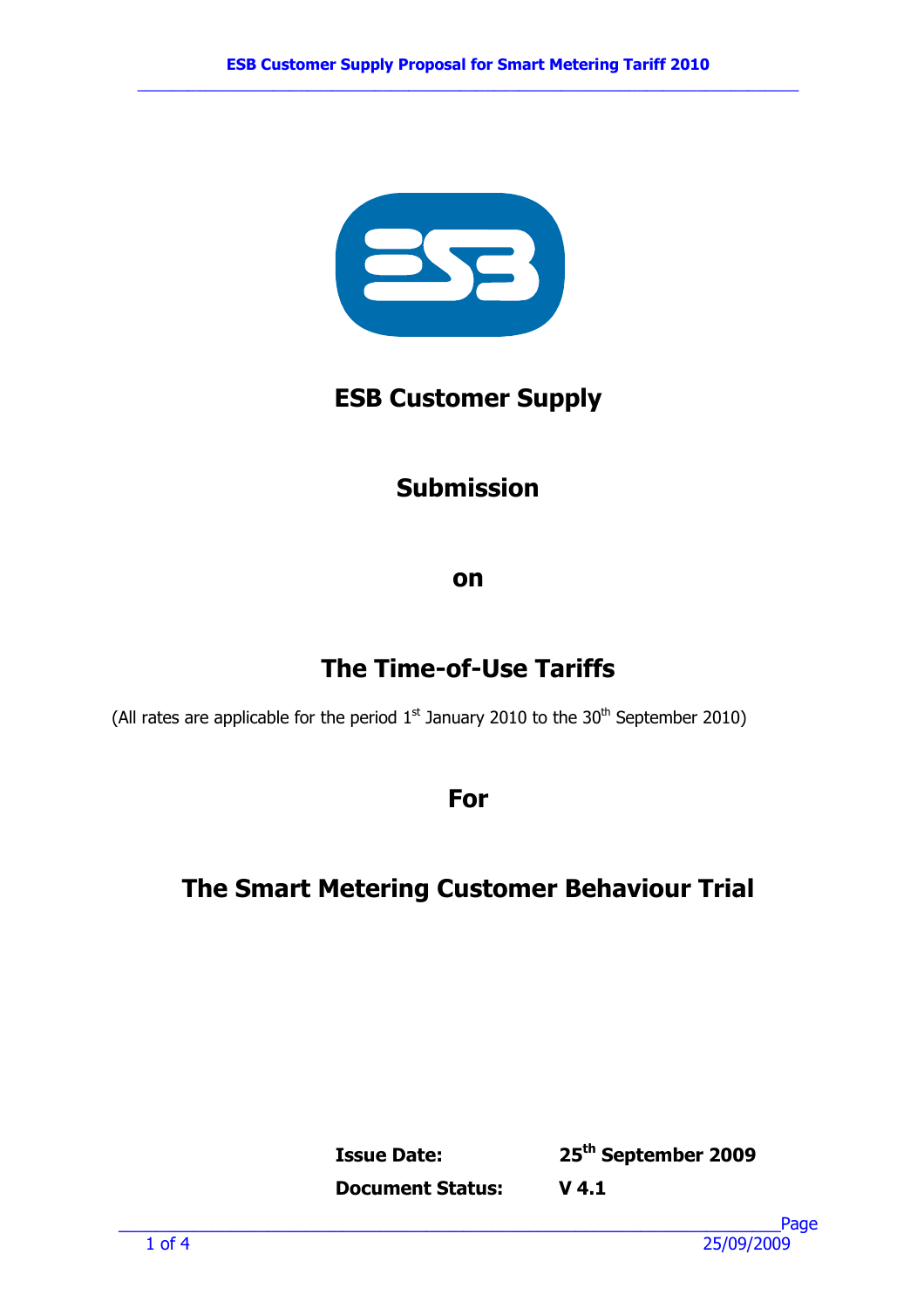# ESB Customer Supply

## Submission

## on

## The Time-of-Use Tariffs

(All rates are applicable for the period 1st January 2010 to the 30th September 2010)

## For

## The Smart Metering Customer Behaviour Trial

**Issue Date:** **25th September 2009**

**Document Status:** **V 4.1**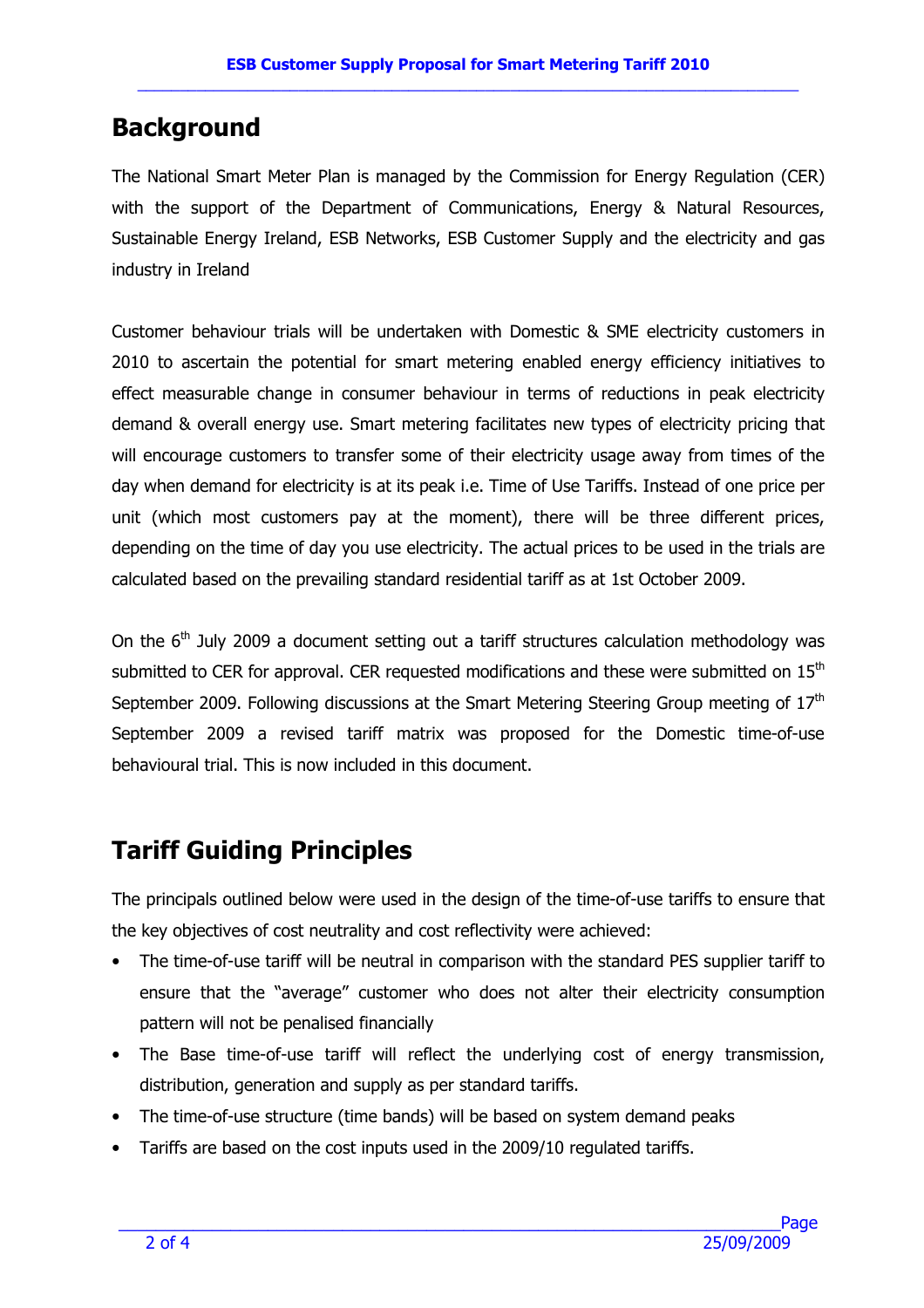## Background

The National Smart Meter Plan is managed by the Commission for Energy Regulation (CER) with the support of the Department of Communications, Energy & Natural Resources, Sustainable Energy Ireland, ESB Networks, ESB Customer Supply and the electricity and gas industry in Ireland

Customer behaviour trials will be undertaken with Domestic & SME electricity customers in 2010 to ascertain the potential for smart metering enabled energy efficiency initiatives to effect measurable change in consumer behaviour in terms of reductions in peak electricity demand & overall energy use. Smart metering facilitates new types of electricity pricing that will encourage customers to transfer some of their electricity usage away from times of the day when demand for electricity is at its peak i.e. Time of Use Tariffs. Instead of one price per unit (which most customers pay at the moment), there will be three different prices, depending on the time of day you use electricity. The actual prices to be used in the trials are calculated based on the prevailing standard residential tariff as at 1st October 2009.

On the 6th July 2009 a document setting out a tariff structures calculation methodology was submitted to CER for approval. CER requested modifications and these were submitted on 15th September 2009. Following discussions at the Smart Metering Steering Group meeting of 17th September 2009 a revised tariff matrix was proposed for the Domestic time-of-use behavioural trial. This is now included in this document.

## Tariff Guiding Principles

The principals outlined below were used in the design of the time-of-use tariffs to ensure that the key objectives of cost neutrality and cost reflectivity were achieved:

- The time-of-use tariff will be neutral in comparison with the standard PES supplier tariff to ensure that the "average" customer who does not alter their electricity consumption pattern will not be penalised financially
- The Base time-of-use tariff will reflect the underlying cost of energy transmission, distribution, generation and supply as per standard tariffs.
- The time-of-use structure (time bands) will be based on system demand peaks
- Tariffs are based on the cost inputs used in the 2009/10 regulated tariffs.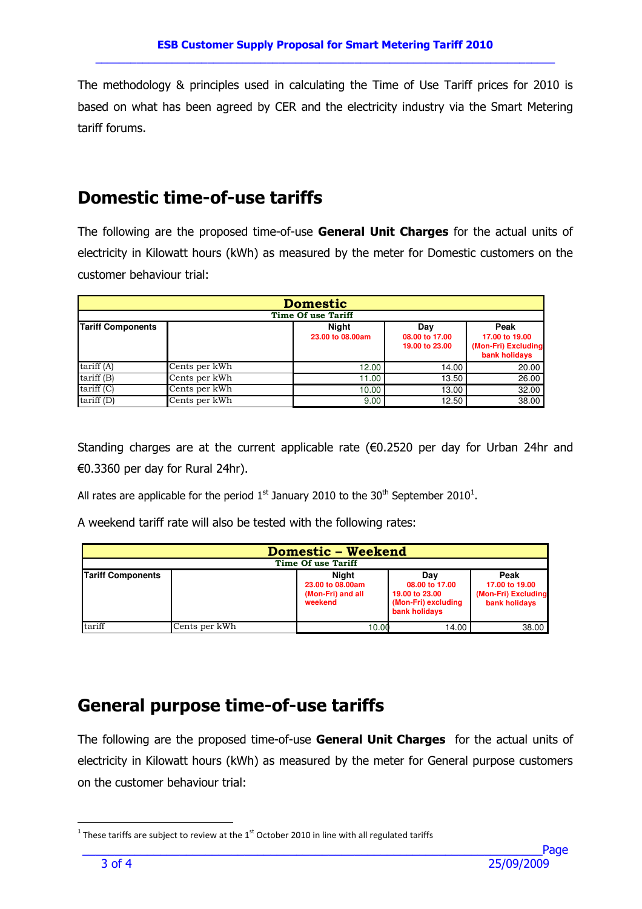The methodology & principles used in calculating the Time of Use Tariff prices for 2010 is based on what has been agreed by CER and the electricity industry via the Smart Metering tariff forums.

## Domestic time-of-use tariffs

The following are the proposed time-of-use **General Unit Charges** for the actual units of electricity in Kilowatt hours (kWh) as measured by the meter for Domestic customers on the customer behaviour trial:

| Domestic – Time Of use Tariff | | | | |
|---|---|---|---|---|
| Tariff Components | | Night 23.00 to 08.00am | Day 08.00 to 17.00 19.00 to 23.00 | Peak 17.00 to 19.00 (Mon-Fri) Excluding bank holidays |
| tariff (A) | Cents per kWh | 12.00 | 14.00 | 20.00 |
| tariff (B) | Cents per kWh | 11.00 | 13.50 | 26.00 |
| tariff (C) | Cents per kWh | 10.00 | 13.00 | 32.00 |
| tariff (D) | Cents per kWh | 9.00 | 12.50 | 38.00 |

Standing charges are at the current applicable rate (€0.2520 per day for Urban 24hr and €0.3360 per day for Rural 24hr).

All rates are applicable for the period 1st January 2010 to the 30th September 2010[1].

A weekend tariff rate will also be tested with the following rates:

| Domestic – Weekend Time Of use Tariff | | | | |
|---|---|---|---|---|
| Tariff Components | | Night 23.00 to 08.00am (Mon-Fri) and all weekend | Day 08.00 to 17.00 19.00 to 23.00 (Mon-Fri) excluding bank holidays | Peak 17.00 to 19.00 (Mon-Fri) Excluding bank holidays |
| tariff | Cents per kWh | 10.00 | 14.00 | 38.00 |

## General purpose time-of-use tariffs

The following are the proposed time-of-use **General Unit Charges** for the actual units of electricity in Kilowatt hours (kWh) as measured by the meter for General purpose customers on the customer behaviour trial:

[1] These tariffs are subject to review at the 1st October 2010 in line with all regulated tariffs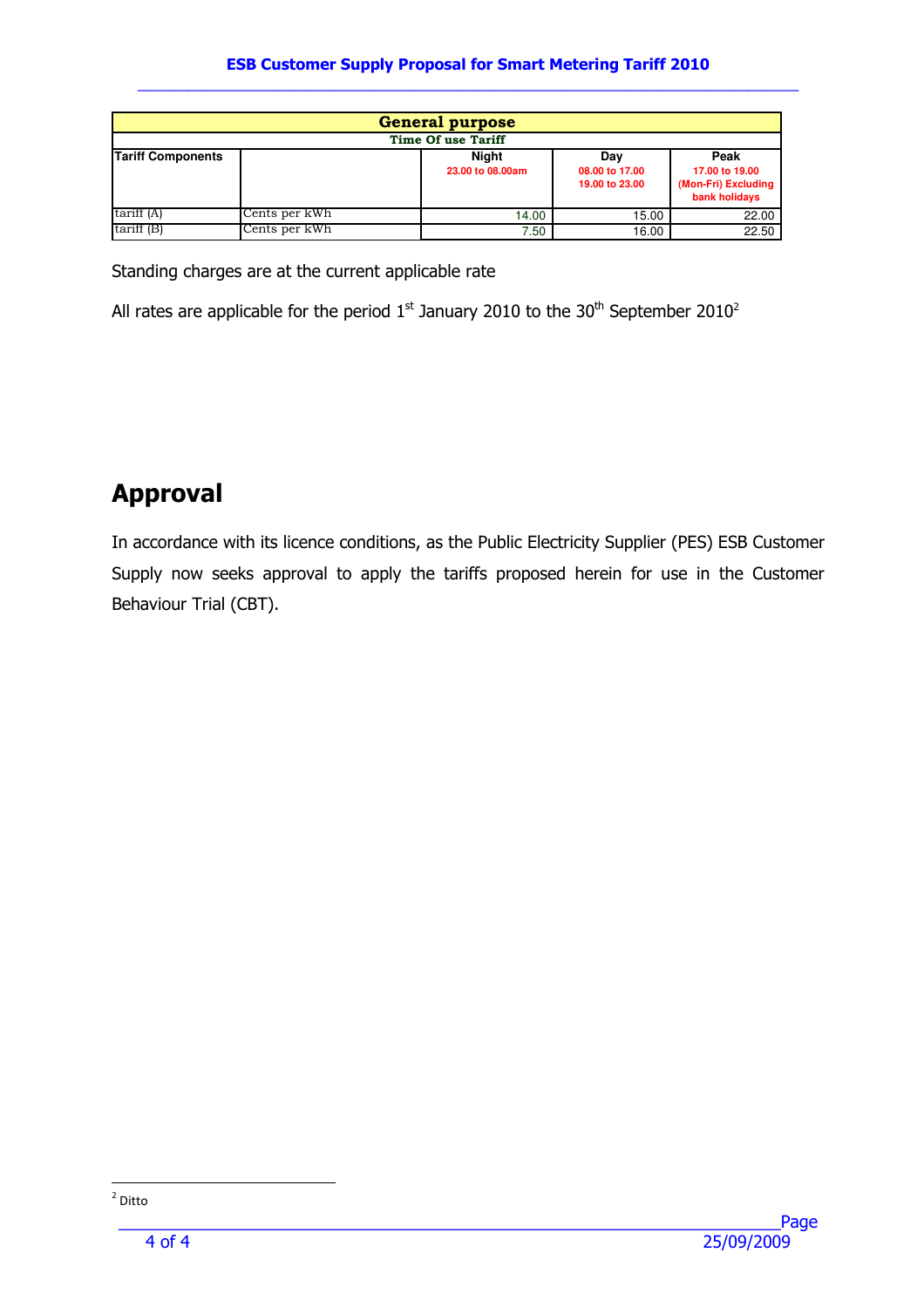| General purpose | | | | |
|---|---|---|---|---|
| Time Of use Tariff | | | | |
| Tariff Components | | Night<br>23.00 to 08.00am | Day<br>08.00 to 17.00<br>19.00 to 23.00 | Peak<br>17.00 to 19.00<br>(Mon-Fri) Excluding bank holidays |
| tariff (A) | Cents per kWh | 14.00 | 15.00 | 22.00 |
| tariff (B) | Cents per kWh | 7.50 | 16.00 | 22.50 |

Standing charges are at the current applicable rate

All rates are applicable for the period 1st January 2010 to the 30th September 2010[2]

# Approval

In accordance with its licence conditions, as the Public Electricity Supplier (PES) ESB Customer Supply now seeks approval to apply the tariffs proposed herein for use in the Customer Behaviour Trial (CBT).

[2] Ditto